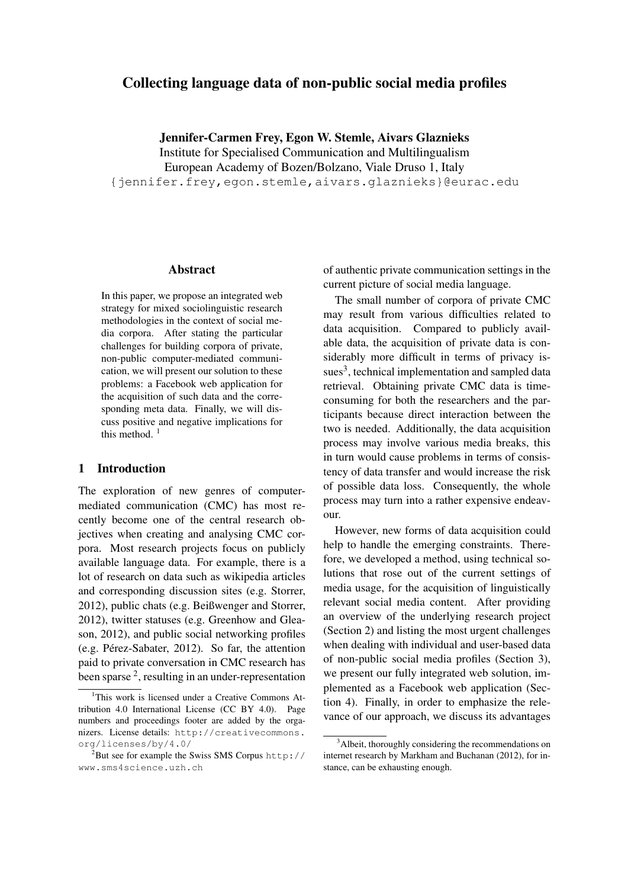# Collecting language data of non-public social media profiles

**Jennifer-Carmen Frey, Egon W. Stemle, Aivars Glaznieks**
Institute for Specialised Communication and Multilingualism
European Academy of Bozen/Bolzano, Viale Druso 1, Italy
{jennifer.frey,egon.stemle,aivars.glaznieks}@eurac.edu

## Abstract

In this paper, we propose an integrated web strategy for mixed sociolinguistic research methodologies in the context of social media corpora. After stating the particular challenges for building corpora of private, non-public computer-mediated communication, we will present our solution to these problems: a Facebook web application for the acquisition of such data and the corresponding meta data. Finally, we will discuss positive and negative implications for this method. [1]

## 1 Introduction

The exploration of new genres of computer-mediated communication (CMC) has most recently become one of the central research objectives when creating and analysing CMC corpora. Most research projects focus on publicly available language data. For example, there is a lot of research on data such as wikipedia articles and corresponding discussion sites (e.g. Storrer, 2012), public chats (e.g. Beißwenger and Storrer, 2012), twitter statuses (e.g. Greenhow and Gleason, 2012), and public social networking profiles (e.g. Pérez-Sabater, 2012). So far, the attention paid to private conversation in CMC research has been sparse [2], resulting in an under-representation of authentic private communication settings in the current picture of social media language.

The small number of corpora of private CMC may result from various difficulties related to data acquisition. Compared to publicly available data, the acquisition of private data is considerably more difficult in terms of privacy issues[3], technical implementation and sampled data retrieval. Obtaining private CMC data is time-consuming for both the researchers and the participants because direct interaction between the two is needed. Additionally, the data acquisition process may involve various media breaks, this in turn would cause problems in terms of consistency of data transfer and would increase the risk of possible data loss. Consequently, the whole process may turn into a rather expensive endeavour.

However, new forms of data acquisition could help to handle the emerging constraints. Therefore, we developed a method, using technical solutions that rose out of the current settings of media usage, for the acquisition of linguistically relevant social media content. After providing an overview of the underlying research project (Section 2) and listing the most urgent challenges when dealing with individual and user-based data of non-public social media profiles (Section 3), we present our fully integrated web solution, implemented as a Facebook web application (Section 4). Finally, in order to emphasize the relevance of our approach, we discuss its advantages

[1] This work is licensed under a Creative Commons Attribution 4.0 International License (CC BY 4.0). Page numbers and proceedings footer are added by the organizers. License details: http://creativecommons.org/licenses/by/4.0/

[2] But see for example the Swiss SMS Corpus http://www.sms4science.uzh.ch

[3] Albeit, thoroughly considering the recommendations on internet research by Markham and Buchanan (2012), for instance, can be exhausting enough.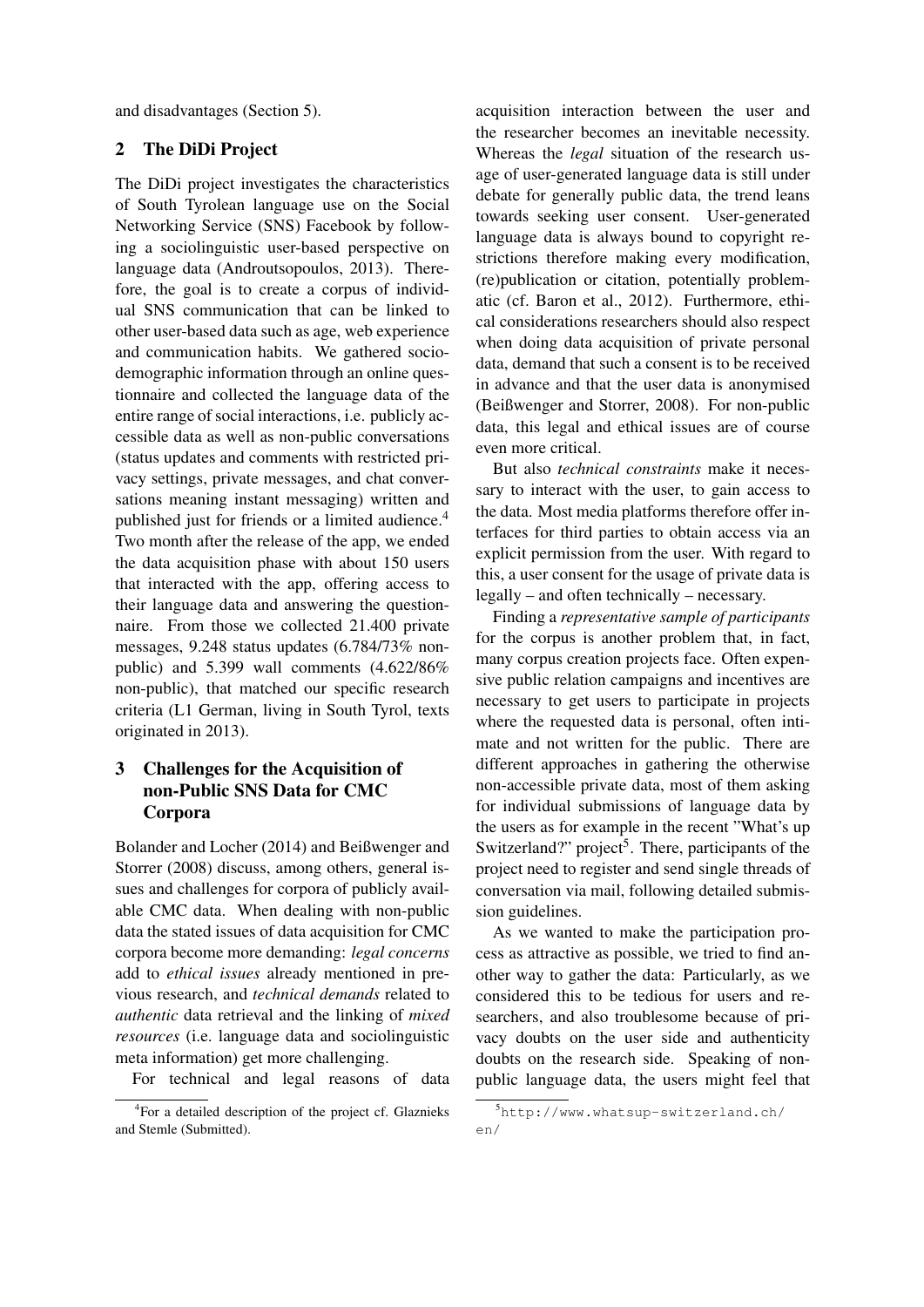and disadvantages (Section 5).

## 2 The DiDi Project

The DiDi project investigates the characteristics of South Tyrolean language use on the Social Networking Service (SNS) Facebook by following a sociolinguistic user-based perspective on language data (Androutsopoulos, 2013). Therefore, the goal is to create a corpus of individual SNS communication that can be linked to other user-based data such as age, web experience and communication habits. We gathered sociodemographic information through an online questionnaire and collected the language data of the entire range of social interactions, i.e. publicly accessible data as well as non-public conversations (status updates and comments with restricted privacy settings, private messages, and chat conversations meaning instant messaging) written and published just for friends or a limited audience.[4] Two month after the release of the app, we ended the data acquisition phase with about 150 users that interacted with the app, offering access to their language data and answering the questionnaire. From those we collected 21.400 private messages, 9.248 status updates (6.784/73% non-public) and 5.399 wall comments (4.622/86% non-public), that matched our specific research criteria (L1 German, living in South Tyrol, texts originated in 2013).

## 3 Challenges for the Acquisition of non-Public SNS Data for CMC Corpora

Bolander and Locher (2014) and Beißwenger and Storrer (2008) discuss, among others, general issues and challenges for corpora of publicly available CMC data. When dealing with non-public data the stated issues of data acquisition for CMC corpora become more demanding: *legal concerns* add to *ethical issues* already mentioned in previous research, and *technical demands* related to *authentic* data retrieval and the linking of *mixed resources* (i.e. language data and sociolinguistic meta information) get more challenging.

For technical and legal reasons of data acquisition interaction between the user and the researcher becomes an inevitable necessity. Whereas the *legal* situation of the research usage of user-generated language data is still under debate for generally public data, the trend leans towards seeking user consent. User-generated language data is always bound to copyright restrictions therefore making every modification, (re)publication or citation, potentially problematic (cf. Baron et al., 2012). Furthermore, ethical considerations researchers should also respect when doing data acquisition of private personal data, demand that such a consent is to be received in advance and that the user data is anonymised (Beißwenger and Storrer, 2008). For non-public data, this legal and ethical issues are of course even more critical.

But also *technical constraints* make it necessary to interact with the user, to gain access to the data. Most media platforms therefore offer interfaces for third parties to obtain access via an explicit permission from the user. With regard to this, a user consent for the usage of private data is legally – and often technically – necessary.

Finding a *representative sample of participants* for the corpus is another problem that, in fact, many corpus creation projects face. Often expensive public relation campaigns and incentives are necessary to get users to participate in projects where the requested data is personal, often intimate and not written for the public. There are different approaches in gathering the otherwise non-accessible private data, most of them asking for individual submissions of language data by the users as for example in the recent "What's up Switzerland?" project[5]. There, participants of the project need to register and send single threads of conversation via mail, following detailed submission guidelines.

As we wanted to make the participation process as attractive as possible, we tried to find another way to gather the data: Particularly, as we considered this to be tedious for users and researchers, and also troublesome because of privacy doubts on the user side and authenticity doubts on the research side. Speaking of non-public language data, the users might feel that

[4] For a detailed description of the project cf. Glaznieks and Stemle (Submitted).

[5] http://www.whatsup-switzerland.ch/en/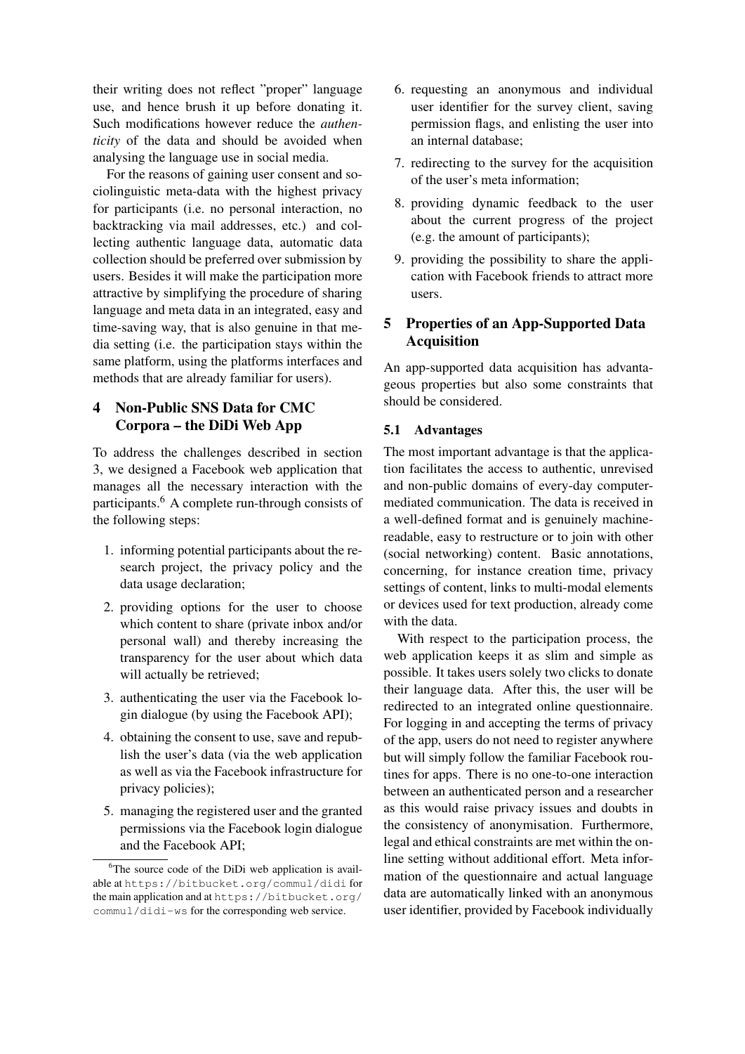their writing does not reflect "proper" language use, and hence brush it up before donating it. Such modifications however reduce the *authenticity* of the data and should be avoided when analysing the language use in social media.

For the reasons of gaining user consent and sociolinguistic meta-data with the highest privacy for participants (i.e. no personal interaction, no backtracking via mail addresses, etc.) and collecting authentic language data, automatic data collection should be preferred over submission by users. Besides it will make the participation more attractive by simplifying the procedure of sharing language and meta data in an integrated, easy and time-saving way, that is also genuine in that media setting (i.e. the participation stays within the same platform, using the platforms interfaces and methods that are already familiar for users).

## 4 Non-Public SNS Data for CMC Corpora – the DiDi Web App

To address the challenges described in section 3, we designed a Facebook web application that manages all the necessary interaction with the participants.[6] A complete run-through consists of the following steps:

1. informing potential participants about the research project, the privacy policy and the data usage declaration;
2. providing options for the user to choose which content to share (private inbox and/or personal wall) and thereby increasing the transparency for the user about which data will actually be retrieved;
3. authenticating the user via the Facebook login dialogue (by using the Facebook API);
4. obtaining the consent to use, save and republish the user's data (via the web application as well as via the Facebook infrastructure for privacy policies);
5. managing the registered user and the granted permissions via the Facebook login dialogue and the Facebook API;
6. requesting an anonymous and individual user identifier for the survey client, saving permission flags, and enlisting the user into an internal database;
7. redirecting to the survey for the acquisition of the user's meta information;
8. providing dynamic feedback to the user about the current progress of the project (e.g. the amount of participants);
9. providing the possibility to share the application with Facebook friends to attract more users.

[6] The source code of the DiDi web application is available at https://bitbucket.org/commul/didi for the main application and at https://bitbucket.org/commul/didi-ws for the corresponding web service.

## 5 Properties of an App-Supported Data Acquisition

An app-supported data acquisition has advantageous properties but also some constraints that should be considered.

### 5.1 Advantages

The most important advantage is that the application facilitates the access to authentic, unrevised and non-public domains of every-day computer-mediated communication. The data is received in a well-defined format and is genuinely machine-readable, easy to restructure or to join with other (social networking) content. Basic annotations, concerning, for instance creation time, privacy settings of content, links to multi-modal elements or devices used for text production, already come with the data.

With respect to the participation process, the web application keeps it as slim and simple as possible. It takes users solely two clicks to donate their language data. After this, the user will be redirected to an integrated online questionnaire. For logging in and accepting the terms of privacy of the app, users do not need to register anywhere but will simply follow the familiar Facebook routines for apps. There is no one-to-one interaction between an authenticated person and a researcher as this would raise privacy issues and doubts in the consistency of anonymisation. Furthermore, legal and ethical constraints are met within the online setting without additional effort. Meta information of the questionnaire and actual language data are automatically linked with an anonymous user identifier, provided by Facebook individually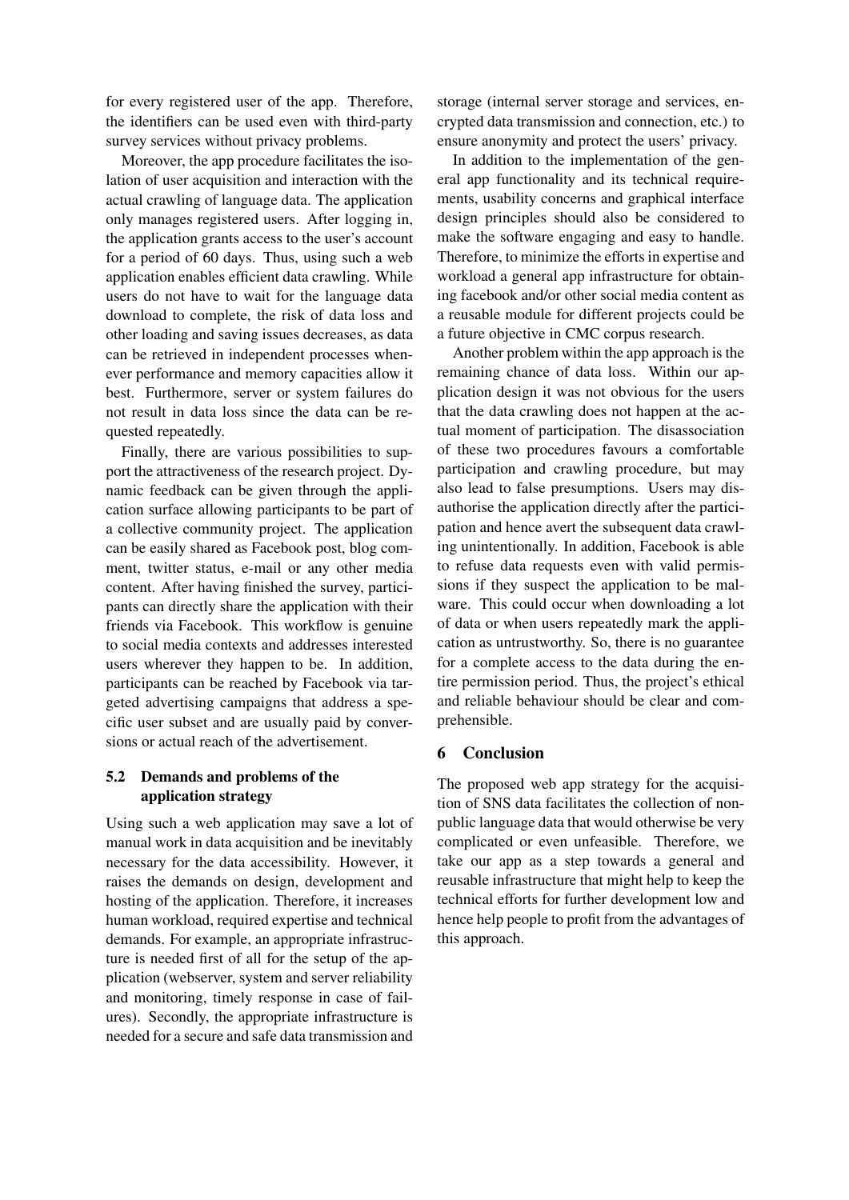for every registered user of the app. Therefore, the identifiers can be used even with third-party survey services without privacy problems.

Moreover, the app procedure facilitates the isolation of user acquisition and interaction with the actual crawling of language data. The application only manages registered users. After logging in, the application grants access to the user's account for a period of 60 days. Thus, using such a web application enables efficient data crawling. While users do not have to wait for the language data download to complete, the risk of data loss and other loading and saving issues decreases, as data can be retrieved in independent processes whenever performance and memory capacities allow it best. Furthermore, server or system failures do not result in data loss since the data can be requested repeatedly.

Finally, there are various possibilities to support the attractiveness of the research project. Dynamic feedback can be given through the application surface allowing participants to be part of a collective community project. The application can be easily shared as Facebook post, blog comment, twitter status, e-mail or any other media content. After having finished the survey, participants can directly share the application with their friends via Facebook. This workflow is genuine to social media contexts and addresses interested users wherever they happen to be. In addition, participants can be reached by Facebook via targeted advertising campaigns that address a specific user subset and are usually paid by conversions or actual reach of the advertisement.

### 5.2 Demands and problems of the application strategy

Using such a web application may save a lot of manual work in data acquisition and be inevitably necessary for the data accessibility. However, it raises the demands on design, development and hosting of the application. Therefore, it increases human workload, required expertise and technical demands. For example, an appropriate infrastructure is needed first of all for the setup of the application (webserver, system and server reliability and monitoring, timely response in case of failures). Secondly, the appropriate infrastructure is needed for a secure and safe data transmission and storage (internal server storage and services, encrypted data transmission and connection, etc.) to ensure anonymity and protect the users' privacy.

In addition to the implementation of the general app functionality and its technical requirements, usability concerns and graphical interface design principles should also be considered to make the software engaging and easy to handle. Therefore, to minimize the efforts in expertise and workload a general app infrastructure for obtaining facebook and/or other social media content as a reusable module for different projects could be a future objective in CMC corpus research.

Another problem within the app approach is the remaining chance of data loss. Within our application design it was not obvious for the users that the data crawling does not happen at the actual moment of participation. The disassociation of these two procedures favours a comfortable participation and crawling procedure, but may also lead to false presumptions. Users may disauthorise the application directly after the participation and hence avert the subsequent data crawling unintentionally. In addition, Facebook is able to refuse data requests even with valid permissions if they suspect the application to be malware. This could occur when downloading a lot of data or when users repeatedly mark the application as untrustworthy. So, there is no guarantee for a complete access to the data during the entire permission period. Thus, the project's ethical and reliable behaviour should be clear and comprehensible.

## 6 Conclusion

The proposed web app strategy for the acquisition of SNS data facilitates the collection of non-public language data that would otherwise be very complicated or even unfeasible. Therefore, we take our app as a step towards a general and reusable infrastructure that might help to keep the technical efforts for further development low and hence help people to profit from the advantages of this approach.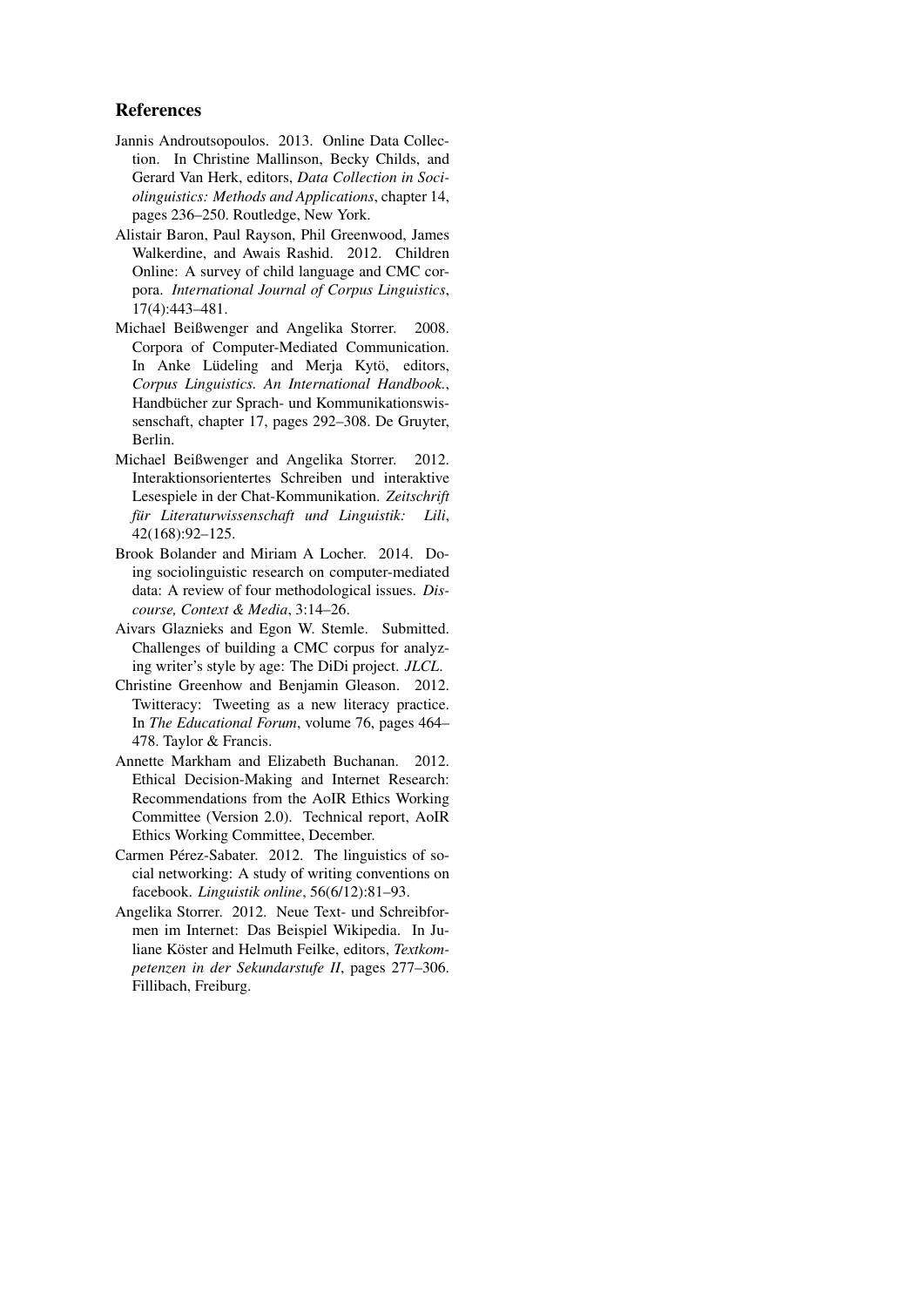## References

Jannis Androutsopoulos. 2013. Online Data Collection. In Christine Mallinson, Becky Childs, and Gerard Van Herk, editors, *Data Collection in Sociolinguistics: Methods and Applications*, chapter 14, pages 236–250. Routledge, New York.

Alistair Baron, Paul Rayson, Phil Greenwood, James Walkerdine, and Awais Rashid. 2012. Children Online: A survey of child language and CMC corpora. *International Journal of Corpus Linguistics*, 17(4):443–481.

Michael Beißwenger and Angelika Storrer. 2008. Corpora of Computer-Mediated Communication. In Anke Lüdeling and Merja Kytö, editors, *Corpus Linguistics. An International Handbook.*, Handbücher zur Sprach- und Kommunikationswissenschaft, chapter 17, pages 292–308. De Gruyter, Berlin.

Michael Beißwenger and Angelika Storrer. 2012. Interaktionsorientertes Schreiben und interaktive Lesespiele in der Chat-Kommunikation. *Zeitschrift für Literaturwissenschaft und Linguistik: Lili*, 42(168):92–125.

Brook Bolander and Miriam A Locher. 2014. Doing sociolinguistic research on computer-mediated data: A review of four methodological issues. *Discourse, Context & Media*, 3:14–26.

Aivars Glaznieks and Egon W. Stemle. Submitted. Challenges of building a CMC corpus for analyzing writer's style by age: The DiDi project. *JLCL*.

Christine Greenhow and Benjamin Gleason. 2012. Twitteracy: Tweeting as a new literacy practice. In *The Educational Forum*, volume 76, pages 464–478. Taylor & Francis.

Annette Markham and Elizabeth Buchanan. 2012. Ethical Decision-Making and Internet Research: Recommendations from the AoIR Ethics Working Committee (Version 2.0). Technical report, AoIR Ethics Working Committee, December.

Carmen Pérez-Sabater. 2012. The linguistics of social networking: A study of writing conventions on facebook. *Linguistik online*, 56(6/12):81–93.

Angelika Storrer. 2012. Neue Text- und Schreibformen im Internet: Das Beispiel Wikipedia. In Juliane Köster and Helmuth Feilke, editors, *Textkompetenzen in der Sekundarstufe II*, pages 277–306. Fillibach, Freiburg.